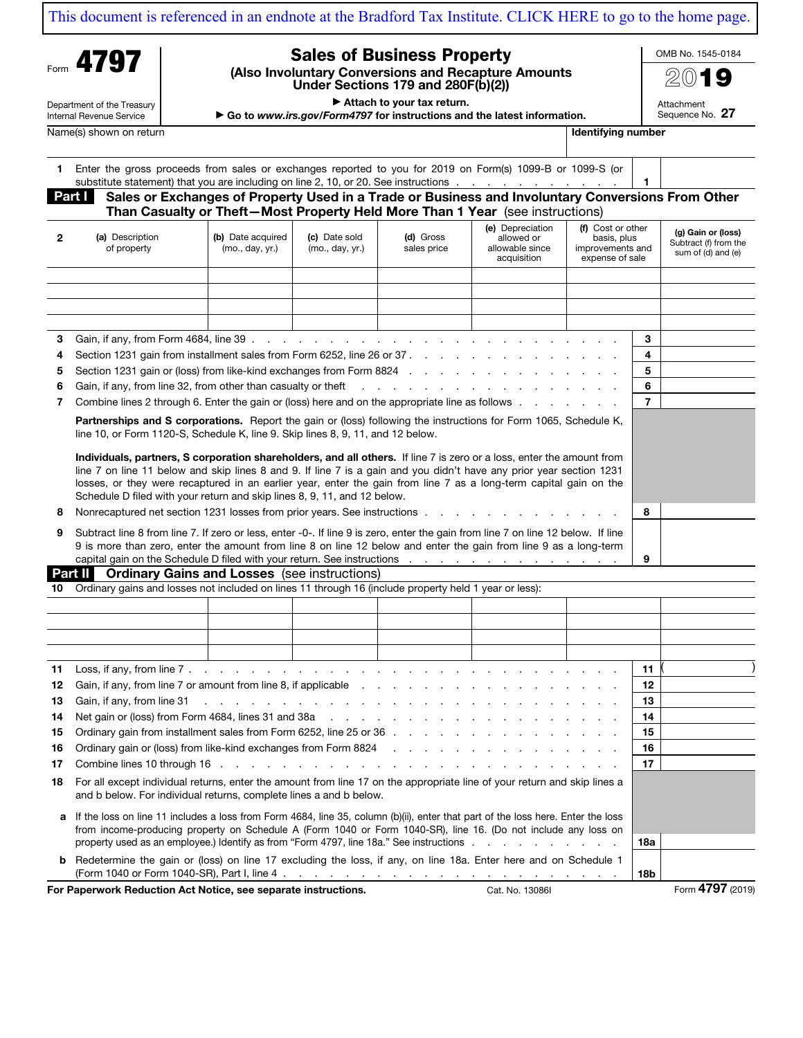This document is referenced in an endnote at the Bradford Tax Institute. CLICK HERE to go to the home page.

Form **4797**

Department of the Treasury
Internal Revenue Service

# Sales of Business Property

**(Also Involuntary Conversions and Recapture Amounts Under Sections 179 and 280F(b)(2))**

▶ Attach to your tax return.

▶ Go to *www.irs.gov/Form4797* for instructions and the latest information.

OMB No. 1545-0184

2019

Attachment Sequence No. 27

Name(s) shown on return | Identifying number

**1** Enter the gross proceeds from sales or exchanges reported to you for 2019 on Form(s) 1099-B or 1099-S (or substitute statement) that you are including on line 2, 10, or 20. See instructions . . . **1**

## Part I Sales or Exchanges of Property Used in a Trade or Business and Involuntary Conversions From Other Than Casualty or Theft—Most Property Held More Than 1 Year (see instructions)

| 2 (a) Description of property | (b) Date acquired (mo., day, yr.) | (c) Date sold (mo., day, yr.) | (d) Gross sales price | (e) Depreciation allowed or allowable since acquisition | (f) Cost or other basis, plus improvements and expense of sale | (g) Gain or (loss) Subtract (f) from the sum of (d) and (e) |
|---|---|---|---|---|---|---|
| | | | | | | |
| | | | | | | |
| | | | | | | |
| | | | | | | |

| | | | |
|---|---|---|---|
| 3 | Gain, if any, from Form 4684, line 39 | 3 | |
| 4 | Section 1231 gain from installment sales from Form 6252, line 26 or 37 | 4 | |
| 5 | Section 1231 gain or (loss) from like-kind exchanges from Form 8824 | 5 | |
| 6 | Gain, if any, from line 32, from other than casualty or theft | 6 | |
| 7 | Combine lines 2 through 6. Enter the gain or (loss) here and on the appropriate line as follows | 7 | |

**Partnerships and S corporations.** Report the gain or (loss) following the instructions for Form 1065, Schedule K, line 10, or Form 1120-S, Schedule K, line 9. Skip lines 8, 9, 11, and 12 below.

**Individuals, partners, S corporation shareholders, and all others.** If line 7 is zero or a loss, enter the amount from line 7 on line 11 below and skip lines 8 and 9. If line 7 is a gain and you didn't have any prior year section 1231 losses, or they were recaptured in an earlier year, enter the gain from line 7 as a long-term capital gain on the Schedule D filed with your return and skip lines 8, 9, 11, and 12 below.

| | | | |
|---|---|---|---|
| 8 | Nonrecaptured net section 1231 losses from prior years. See instructions | 8 | |
| 9 | Subtract line 8 from line 7. If zero or less, enter -0-. If line 9 is zero, enter the gain from line 7 on line 12 below. If line 9 is more than zero, enter the amount from line 8 on line 12 below and enter the gain from line 9 as a long-term capital gain on the Schedule D filed with your return. See instructions | 9 | |

## Part II Ordinary Gains and Losses (see instructions)

**10** Ordinary gains and losses not included on lines 11 through 16 (include property held 1 year or less):

| | | | | | | |
|---|---|---|---|---|---|---|
| | | | | | | |
| | | | | | | |
| | | | | | | |
| | | | | | | |

| | | | |
|---|---|---|---|
| 11 | Loss, if any, from line 7 | 11 | ( ) |
| 12 | Gain, if any, from line 7 or amount from line 8, if applicable | 12 | |
| 13 | Gain, if any, from line 31 | 13 | |
| 14 | Net gain or (loss) from Form 4684, lines 31 and 38a | 14 | |
| 15 | Ordinary gain from installment sales from Form 6252, line 25 or 36 | 15 | |
| 16 | Ordinary gain or (loss) from like-kind exchanges from Form 8824 | 16 | |
| 17 | Combine lines 10 through 16 | 17 | |

**18** For all except individual returns, enter the amount from line 17 on the appropriate line of your return and skip lines a and b below. For individual returns, complete lines a and b below.

| | | | |
|---|---|---|---|
| a | If the loss on line 11 includes a loss from Form 4684, line 35, column (b)(ii), enter that part of the loss here. Enter the loss from income-producing property on Schedule A (Form 1040 or Form 1040-SR), line 16. (Do not include any loss on property used as an employee.) Identify as from "Form 4797, line 18a." See instructions | 18a | |
| b | Redetermine the gain or (loss) on line 17 excluding the loss, if any, on line 18a. Enter here and on Schedule 1 (Form 1040 or Form 1040-SR), Part I, line 4 | 18b | |

**For Paperwork Reduction Act Notice, see separate instructions.** Cat. No. 13086I Form **4797** (2019)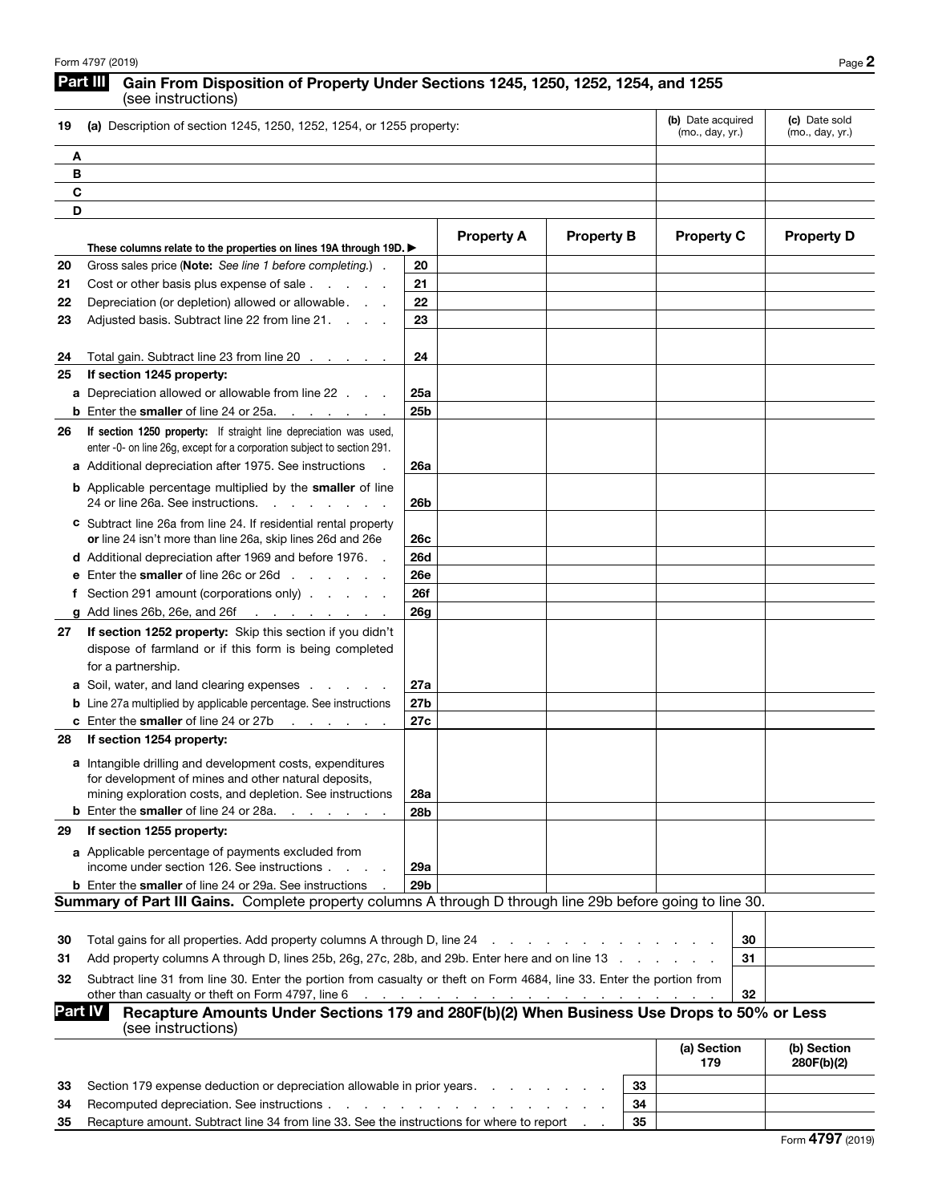## Part III Gain From Disposition of Property Under Sections 1245, 1250, 1252, 1254, and 1255
(see instructions)

| 19 | (a) Description of section 1245, 1250, 1252, 1254, or 1255 property: | (b) Date acquired (mo., day, yr.) | (c) Date sold (mo., day, yr.) |
|---|---|---|---|
| A | | | |
| B | | | |
| C | | | |
| D | | | |

| | These columns relate to the properties on lines 19A through 19D. ▶ | | Property A | Property B | Property C | Property D |
|---|---|---|---|---|---|---|
| 20 | Gross sales price (**Note:** *See line 1 before completing.*) | 20 | | | | |
| 21 | Cost or other basis plus expense of sale | 21 | | | | |
| 22 | Depreciation (or depletion) allowed or allowable | 22 | | | | |
| 23 | Adjusted basis. Subtract line 22 from line 21 | 23 | | | | |
| 24 | Total gain. Subtract line 23 from line 20 | 24 | | | | |
| 25 | **If section 1245 property:** | | | | | |
| a | Depreciation allowed or allowable from line 22 | 25a | | | | |
| b | Enter the **smaller** of line 24 or 25a | 25b | | | | |
| 26 | **If section 1250 property:** If straight line depreciation was used, enter -0- on line 26g, except for a corporation subject to section 291. | | | | | |
| a | Additional depreciation after 1975. See instructions | 26a | | | | |
| b | Applicable percentage multiplied by the **smaller** of line 24 or line 26a. See instructions | 26b | | | | |
| c | Subtract line 26a from line 24. If residential rental property **or** line 24 isn't more than line 26a, skip lines 26d and 26e | 26c | | | | |
| d | Additional depreciation after 1969 and before 1976 | 26d | | | | |
| e | Enter the **smaller** of line 26c or 26d | 26e | | | | |
| f | Section 291 amount (corporations only) | 26f | | | | |
| g | Add lines 26b, 26e, and 26f | 26g | | | | |
| 27 | **If section 1252 property:** Skip this section if you didn't dispose of farmland or if this form is being completed for a partnership. | | | | | |
| a | Soil, water, and land clearing expenses | 27a | | | | |
| b | Line 27a multiplied by applicable percentage. See instructions | 27b | | | | |
| c | Enter the **smaller** of line 24 or 27b | 27c | | | | |
| 28 | **If section 1254 property:** | | | | | |
| a | Intangible drilling and development costs, expenditures for development of mines and other natural deposits, mining exploration costs, and depletion. See instructions | 28a | | | | |
| b | Enter the **smaller** of line 24 or 28a | 28b | | | | |
| 29 | **If section 1255 property:** | | | | | |
| a | Applicable percentage of payments excluded from income under section 126. See instructions | 29a | | | | |
| b | Enter the **smaller** of line 24 or 29a. See instructions | 29b | | | | |

**Summary of Part III Gains.** Complete property columns A through D through line 29b before going to line 30.

| | | | |
|---|---|---|---|
| 30 | Total gains for all properties. Add property columns A through D, line 24 | 30 | |
| 31 | Add property columns A through D, lines 25b, 26g, 27c, 28b, and 29b. Enter here and on line 13 | 31 | |
| 32 | Subtract line 31 from line 30. Enter the portion from casualty or theft on Form 4684, line 33. Enter the portion from other than casualty or theft on Form 4797, line 6 | 32 | |

## Part IV Recapture Amounts Under Sections 179 and 280F(b)(2) When Business Use Drops to 50% or Less
(see instructions)

| | | | (a) Section 179 | (b) Section 280F(b)(2) |
|---|---|---|---|---|
| 33 | Section 179 expense deduction or depreciation allowable in prior years | 33 | | |
| 34 | Recomputed depreciation. See instructions | 34 | | |
| 35 | Recapture amount. Subtract line 34 from line 33. See the instructions for where to report | 35 | | |

Form **4797** (2019)